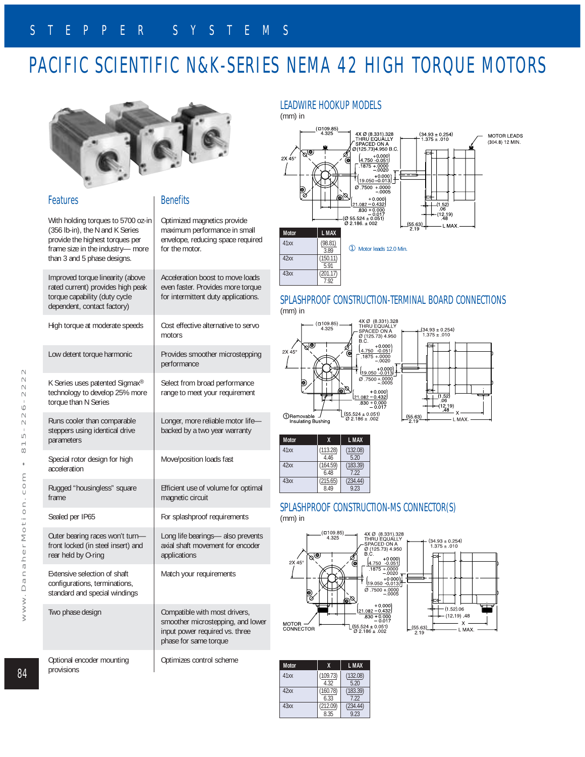# STEPPER SYSTEMS

# PACIFIC SCIENTIFIC N&K-SERIES NEMA 42 HIGH TORQUE MOTORS

| Features | Benefits |
|---|---|
| With holding torques to 5700 oz-in (356 lb-in), the N and K Series provide the highest torques per frame size in the industry— more than 3 and 5 phase designs. | Optimized magnetics provide maximum performance in small envelope, reducing space required for the motor. |
| Improved torque linearity (above rated current) provides high peak torque capability (duty cycle dependent, contact factory) | Acceleration boost to move loads even faster. Provides more torque for intermittent duty applications. |
| High torque at moderate speeds | Cost effective alternative to servo motors |
| Low detent torque harmonic | Provides smoother microstepping performance |
| K Series uses patented Sigmax® technology to develop 25% more torque than N Series | Select from broad performance range to meet your requirement |
| Runs cooler than comparable steppers using identical drive parameters | Longer, more reliable motor life— backed by a two year warranty |
| Special rotor design for high acceleration | Move/position loads fast |
| Rugged “housingless” square frame | Efficient use of volume for optimal magnetic circuit |
| Sealed per IP65 | For splashproof requirements |
| Outer bearing races won’t turn— front locked (in steel insert) and rear held by O-ring | Long life bearings— also prevents axial shaft movement for encoder applications |
| Extensive selection of shaft configurations, terminations, standard and special windings | Match your requirements |
| Two phase design | Compatible with most drivers, smoother microstepping, and lower input power required vs. three phase for same torque |
| Optional encoder mounting provisions | Optimizes control scheme |

## LEADWIRE HOOKUP MODELS

(mm) in

(□109.85) 4.325; 4X Ø (8.331) .328 THRU EQUALLY SPACED ON A Ø (125.73) 4.950 B.C.; 2X 45°; (4.750 +0.000/−0.051) .1875 +.0000/−.0020; (19.050 +0.000/−0.013) Ø .7500 +.0000/−.0005; (21.082 +0.000/−0.432) .830 +0.000/−0.017; (Ø 55.524 ± 0.051) Ø 2.186 ± .002; (34.93 ± 0.254) 1.375 ± .010; MOTOR LEADS (304.8) 12 MIN.; (1.52) .06; (12.19) .48; (55.63) 2.19; L MAX.

| Motor | L MAX |
|---|---|
| 41xx | (98.81) 3.89 |
| 42xx | (150.11) 5.91 |
| 43xx | (201.17) 7.92 |

① Motor leads 12.0 Min.

## SPLASHPROOF CONSTRUCTION-TERMINAL BOARD CONNECTIONS

(mm) in

(□109.85) 4.325; 4X Ø (8.331) .328 THRU EQUALLY SPACED ON A Ø (125.73) 4.950 B.C.; 2X 45°; (4.750 +0.000/−0.051) .1875 +.0000/−.0020; (19.050 +0.000/−0.013) Ø .7500 +.0000/−.0005; (21.082 +0.000/−0.432) .830 +0.000/−0.017; (55.524 ± 0.051) Ø 2.186 ± .002; (34.93 ± 0.254) 1.375 ± .010; (1.52) .06; (12.19) .48; (55.63) 2.19; X; L MAX.

①Removable Insulating Bushing

| Motor | X | L MAX |
|---|---|---|
| 41xx | (113.28) 4.46 | (132.08) 5.20 |
| 42xx | (164.59) 6.48 | (183.39) 7.22 |
| 43xx | (215.65) 8.49 | (234.44) 9.23 |

## SPLASHPROOF CONSTRUCTION-MS CONNECTOR(S)

(mm) in

(□109.85) 4.325; 4X Ø (8.331) .328 THRU EQUALLY SPACED ON A Ø (125.73) 4.950 B.C.; 2X 45°; (4.750 +0.000/−0.051) .1875 +.0000/−.0020; (19.050 +0.000/−0.013) Ø .7500 +.0000/−.0005; (21.082 +0.000/−0.432) .830 +0.000/−0.017; (55.524 ± 0.051) Ø 2.186 ± .002; (34.93 ± 0.254) 1.375 ± .010; (1.52) .06; (12.19) .48; (55.63) 2.19; X; L MAX.; MOTOR CONNECTOR

| Motor | X | L MAX |
|---|---|---|
| 41xx | (109.73) 4.32 | (132.08) 5.20 |
| 42xx | (160.78) 6.33 | (183.39) 7.22 |
| 43xx | (212.09) 8.35 | (234.44) 9.23 |

www.DanaherMotion.com • 815-226-2222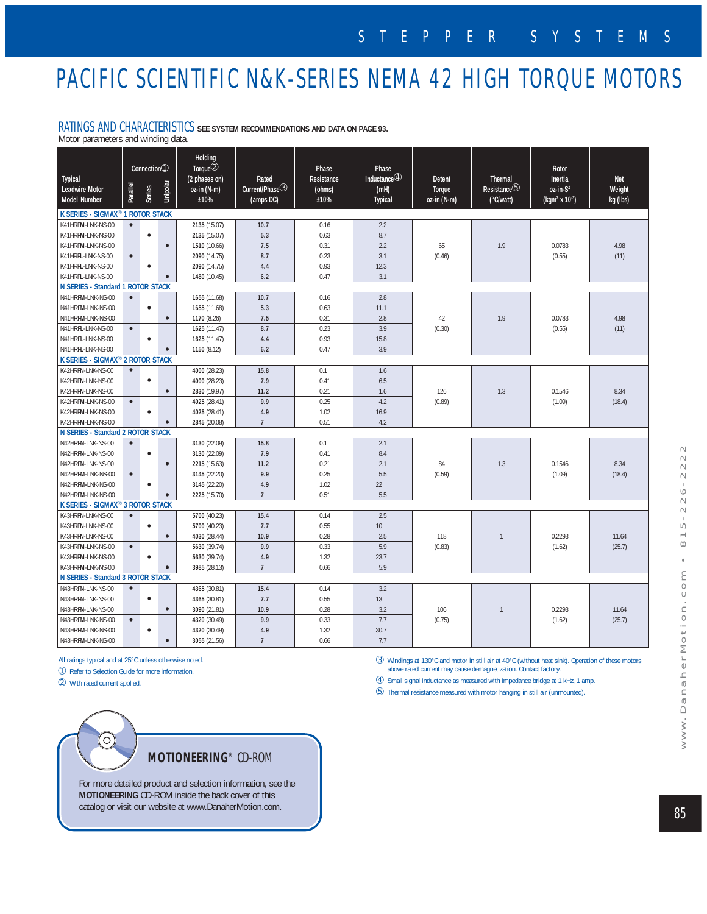# PACIFIC SCIENTIFIC N&K-SERIES NEMA 42 HIGH TORQUE MOTORS

## RATINGS AND CHARACTERISTICS SEE SYSTEM RECOMMENDATIONS AND DATA ON PAGE 93.

Motor parameters and winding data.

| Typical Leadwire Motor Model Number | Connection① Parallel | Connection① Series | Connection① Unipolar | Holding Torque② (2 phases on) oz-in (N-m) ±10% | Rated Current/Phase③ (amps DC) | Phase Resistance (ohms) ±10% | Phase Inductance④ (mH) Typical | Detent Torque oz-in (N-m) | Thermal Resistance⑤ (°C/watt) | Rotor Inertia oz-in-S² (kgm² x 10⁻³) | Net Weight kg (lbs) |
|---|---|---|---|---|---|---|---|---|---|---|---|
| **K SERIES - SIGMAX® 1 ROTOR STACK** | | | | | | | | | | | |
| K41HRFM-LNK-NS-00 | • | | | 2135 (15.07) | 10.7 | 0.16 | 2.2 | 65 (0.46) | 1.9 | 0.0783 (0.55) | 4.98 (11) |
| K41HRFM-LNK-NS-00 | | • | | 2135 (15.07) | 5.3 | 0.63 | 8.7 | | | | |
| K41HRFM-LNK-NS-00 | | | • | 1510 (10.66) | 7.5 | 0.31 | 2.2 | | | | |
| K41HRFL-LNK-NS-00 | • | | | 2090 (14.75) | 8.7 | 0.23 | 3.1 | | | | |
| K41HRFL-LNK-NS-00 | | • | | 2090 (14.75) | 4.4 | 0.93 | 12.3 | | | | |
| K41HRFL-LNK-NS-00 | | | • | 1480 (10.45) | 6.2 | 0.47 | 3.1 | | | | |
| **N SERIES - Standard 1 ROTOR STACK** | | | | | | | | | | | |
| N41HRFM-LNK-NS-00 | • | | | 1655 (11.68) | 10.7 | 0.16 | 2.8 | 42 (0.30) | 1.9 | 0.0783 (0.55) | 4.98 (11) |
| N41HRFM-LNK-NS-00 | | • | | 1655 (11.68) | 5.3 | 0.63 | 11.1 | | | | |
| N41HRFM-LNK-NS-00 | | | • | 1170 (8.26) | 7.5 | 0.31 | 2.8 | | | | |
| N41HRFL-LNK-NS-00 | • | | | 1625 (11.47) | 8.7 | 0.23 | 3.9 | | | | |
| N41HRFL-LNK-NS-00 | | • | | 1625 (11.47) | 4.4 | 0.93 | 15.8 | | | | |
| N41HRFL-LNK-NS-00 | | | • | 1150 (8.12) | 6.2 | 0.47 | 3.9 | | | | |
| **K SERIES - SIGMAX® 2 ROTOR STACK** | | | | | | | | | | | |
| K42HRFN-LNK-NS-00 | • | | | 4000 (28.23) | 15.8 | 0.1 | 1.6 | 126 (0.89) | 1.3 | 0.1546 (1.09) | 8.34 (18.4) |
| K42HRFN-LNK-NS-00 | | • | | 4000 (28.23) | 7.9 | 0.41 | 6.5 | | | | |
| K42HRFN-LNK-NS-00 | | | • | 2830 (19.97) | 11.2 | 0.21 | 1.6 | | | | |
| K42HRFM-LNK-NS-00 | • | | | 4025 (28.41) | 9.9 | 0.25 | 4.2 | | | | |
| K42HRFM-LNK-NS-00 | | • | | 4025 (28.41) | 4.9 | 1.02 | 16.9 | | | | |
| K42HRFM-LNK-NS-00 | | | • | 2845 (20.08) | 7 | 0.51 | 4.2 | | | | |
| **N SERIES - Standard 2 ROTOR STACK** | | | | | | | | | | | |
| N42HRFN-LNK-NS-00 | • | | | 3130 (22.09) | 15.8 | 0.1 | 2.1 | 84 (0.59) | 1.3 | 0.1546 (1.09) | 8.34 (18.4) |
| N42HRFN-LNK-NS-00 | | • | | 3130 (22.09) | 7.9 | 0.41 | 8.4 | | | | |
| N42HRFN-LNK-NS-00 | | | • | 2215 (15.63) | 11.2 | 0.21 | 2.1 | | | | |
| N42HRFM-LNK-NS-00 | • | | | 3145 (22.20) | 9.9 | 0.25 | 5.5 | | | | |
| N42HRFM-LNK-NS-00 | | • | | 3145 (22.20) | 4.9 | 1.02 | 22 | | | | |
| N42HRFM-LNK-NS-00 | | | • | 2225 (15.70) | 7 | 0.51 | 5.5 | | | | |
| **K SERIES - SIGMAX® 3 ROTOR STACK** | | | | | | | | | | | |
| K43HRFN-LNK-NS-00 | • | | | 5700 (40.23) | 15.4 | 0.14 | 2.5 | 118 (0.83) | 1 | 0.2293 (1.62) | 11.64 (25.7) |
| K43HRFN-LNK-NS-00 | | • | | 5700 (40.23) | 7.7 | 0.55 | 10 | | | | |
| K43HRFN-LNK-NS-00 | | | • | 4030 (28.44) | 10.9 | 0.28 | 2.5 | | | | |
| K43HRFM-LNK-NS-00 | • | | | 5630 (39.74) | 9.9 | 0.33 | 5.9 | | | | |
| K43HRFM-LNK-NS-00 | | • | | 5630 (39.74) | 4.9 | 1.32 | 23.7 | | | | |
| K43HRFM-LNK-NS-00 | | | • | 3985 (28.13) | 7 | 0.66 | 5.9 | | | | |
| **N SERIES - Standard 3 ROTOR STACK** | | | | | | | | | | | |
| N43HRFN-LNK-NS-00 | • | | | 4365 (30.81) | 15.4 | 0.14 | 3.2 | 106 (0.75) | 1 | 0.2293 (1.62) | 11.64 (25.7) |
| N43HRFN-LNK-NS-00 | | • | | 4365 (30.81) | 7.7 | 0.55 | 13 | | | | |
| N43HRFN-LNK-NS-00 | | | • | 3090 (21.81) | 10.9 | 0.28 | 3.2 | | | | |
| N43HRFM-LNK-NS-00 | • | | | 4320 (30.49) | 9.9 | 0.33 | 7.7 | | | | |
| N43HRFM-LNK-NS-00 | | • | | 4320 (30.49) | 4.9 | 1.32 | 30.7 | | | | |
| N43HRFM-LNK-NS-00 | | | • | 3055 (21.56) | 7 | 0.66 | 7.7 | | | | |

All ratings typical and at 25°C unless otherwise noted.

① Refer to Selection Guide for more information.

② With rated current applied.

③ Windings at 130°C and motor in still air at 40°C (without heat sink). Operation of these motors above rated current may cause demagnetization. Contact factory.

④ Small signal inductance as measured with impedance bridge at 1 kHz, 1 amp.

⑤ Thermal resistance measured with motor hanging in still air (unmounted).

**MOTIONEERING® CD-ROM**

For more detailed product and selection information, see the **MOTIONEERING** CD-ROM inside the back cover of this catalog or visit our website at www.DanaherMotion.com.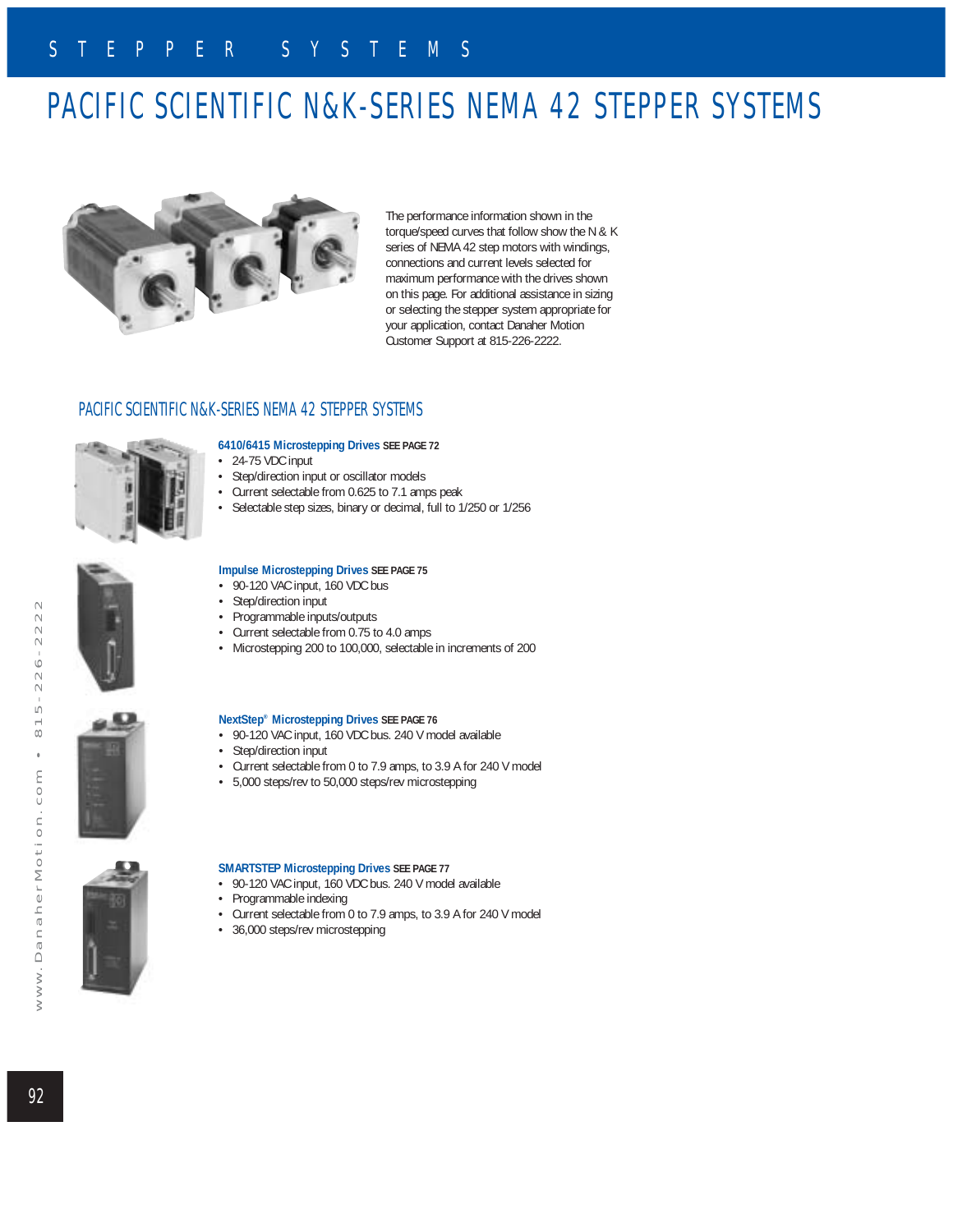# PACIFIC SCIENTIFIC N&K-SERIES NEMA 42 STEPPER SYSTEMS

The performance information shown in the torque/speed curves that follow show the N & K series of NEMA 42 step motors with windings, connections and current levels selected for maximum performance with the drives shown on this page. For additional assistance in sizing or selecting the stepper system appropriate for your application, contact Danaher Motion Customer Support at 815-226-2222.

## PACIFIC SCIENTIFIC N&K-SERIES NEMA 42 STEPPER SYSTEMS

**6410/6415 Microstepping Drives** SEE PAGE 72

- 24-75 VDC input
- Step/direction input or oscillator models
- Current selectable from 0.625 to 7.1 amps peak
- Selectable step sizes, binary or decimal, full to 1/250 or 1/256

**Impulse Microstepping Drives** SEE PAGE 75

- 90-120 VAC input, 160 VDC bus
- Step/direction input
- Programmable inputs/outputs
- Current selectable from 0.75 to 4.0 amps
- Microstepping 200 to 100,000, selectable in increments of 200

**NextStep® Microstepping Drives** SEE PAGE 76

- 90-120 VAC input, 160 VDC bus. 240 V model available
- Step/direction input
- Current selectable from 0 to 7.9 amps, to 3.9 A for 240 V model
- 5,000 steps/rev to 50,000 steps/rev microstepping

**SMARTSTEP Microstepping Drives** SEE PAGE 77

- 90-120 VAC input, 160 VDC bus. 240 V model available
- Programmable indexing
- Current selectable from 0 to 7.9 amps, to 3.9 A for 240 V model
- 36,000 steps/rev microstepping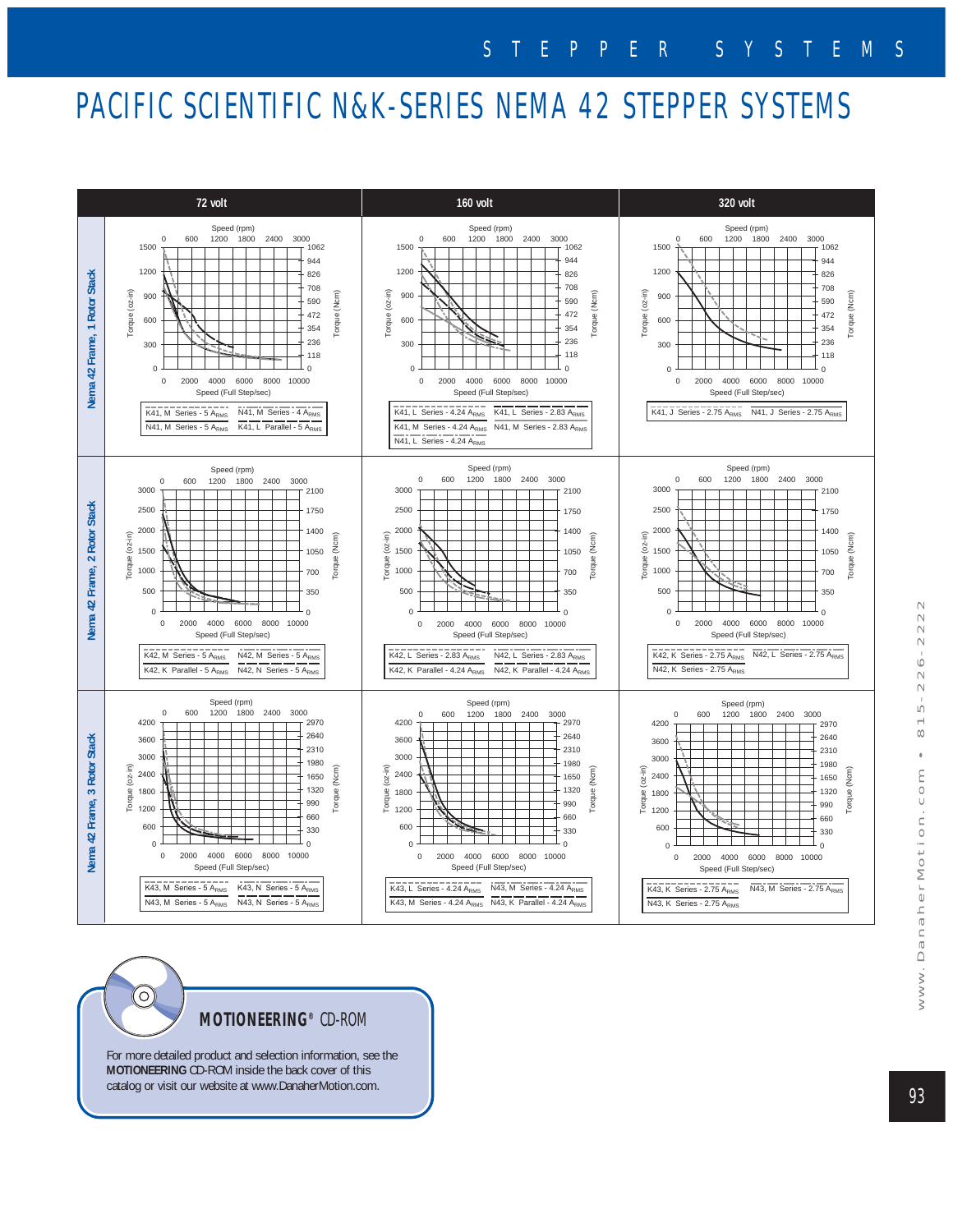# PACIFIC SCIENTIFIC N&K-SERIES NEMA 42 STEPPER SYSTEMS

## 72 volt

### Nema 42 Frame, 1 Rotor Stack

Speed (rpm)
0 600 1200 1800 2400 3000
Torque (oz-in): 0 300 600 900 1200 1500
Torque (Ncm): 0 118 236 354 472 590 708 826 944 1062
0 2000 4000 6000 8000 10000
Speed (Full Step/sec)

K41, M Series - 5 A RMS
N41, M Series - 4 A RMS
N41, M Series - 5 A RMS
K41, L Parallel - 5 A RMS

### Nema 42 Frame, 2 Rotor Stack

Speed (rpm)
0 600 1200 1800 2400 3000
Torque (oz-in): 0 500 1000 1500 2000 2500 3000
Torque (Ncm): 0 350 700 1050 1400 1750 2100
0 2000 4000 6000 8000 10000
Speed (Full Step/sec)

K42, M Series - 5 A RMS
N42, M Series - 5 A RMS
K42, K Parallel - 5 A RMS
N42, N Series - 5 A RMS

### Nema 42 Frame, 3 Rotor Stack

Speed (rpm)
0 600 1200 1800 2400 3000
Torque (oz-in): 0 600 1200 1800 2400 3000 3600 4200
Torque (Ncm): 0 330 660 990 1320 1650 1980 2310 2640 2970
0 2000 4000 6000 8000 10000
Speed (Full Step/sec)

K43, M Series - 5 A RMS
K43, N Series - 5 A RMS
N43, M Series - 5 A RMS
N43, N Series - 5 A RMS

## 160 volt

### Nema 42 Frame, 1 Rotor Stack

Speed (rpm)
0 600 1200 1800 2400 3000
Torque (oz-in): 0 300 600 900 1200 1500
Torque (Ncm): 0 118 236 354 472 590 708 826 944 1062
0 2000 4000 6000 8000 10000
Speed (Full Step/sec)

K41, L Series - 4.24 A RMS
K41, L Series - 2.83 A RMS
K41, M Series - 4.24 A RMS
N41, M Series - 2.83 A RMS
N41, L Series - 4.24 A RMS

### Nema 42 Frame, 2 Rotor Stack

Speed (rpm)
0 600 1200 1800 2400 3000
Torque (oz-in): 0 500 1000 1500 2000 2500 3000
Torque (Ncm): 0 350 700 1050 1400 1750 2100
0 2000 4000 6000 8000 10000
Speed (Full Step/sec)

K42, L Series - 2.83 A RMS
N42, L Series - 2.83 A RMS
K42, K Parallel - 4.24 A RMS
N42, K Parallel - 4.24 A RMS

### Nema 42 Frame, 3 Rotor Stack

Speed (rpm)
0 600 1200 1800 2400 3000
Torque (oz-in): 0 600 1200 1800 2400 3000 3600 4200
Torque (Ncm): 0 330 660 990 1320 1650 1980 2310 2640 2970
0 2000 4000 6000 8000 10000
Speed (Full Step/sec)

K43, L Series - 4.24 A RMS
N43, M Series - 4.24 A RMS
K43, M Series - 4.24 A RMS
N43, K Parallel - 4.24 A RMS

## 320 volt

### Nema 42 Frame, 1 Rotor Stack

Speed (rpm)
0 600 1200 1800 2400 3000
Torque (oz-in): 0 300 600 900 1200 1500
Torque (Ncm): 0 118 236 354 472 590 708 826 944 1062
0 2000 4000 6000 8000 10000
Speed (Full Step/sec)

K41, J Series - 2.75 A RMS
N41, J Series - 2.75 A RMS

### Nema 42 Frame, 2 Rotor Stack

Speed (rpm)
0 600 1200 1800 2400 3000
Torque (oz-in): 0 500 1000 1500 2000 2500 3000
Torque (Ncm): 0 350 700 1050 1400 1750 2100
0 2000 4000 6000 8000 10000
Speed (Full Step/sec)

K42, K Series - 2.75 A RMS
N42, L Series - 2.75 A RMS
N42, K Series - 2.75 A RMS

### Nema 42 Frame, 3 Rotor Stack

Speed (rpm)
0 600 1200 1800 2400 3000
Torque (oz-in): 0 600 1200 1800 2400 3000 3600 4200
Torque (Ncm): 0 330 660 990 1320 1650 1980 2310 2640 2970
0 2000 4000 6000 8000 10000
Speed (Full Step/sec)

K43, K Series - 2.75 A RMS
N43, M Series - 2.75 A RMS
N43, K Series - 2.75 A RMS

---

**MOTIONEERING**® CD-ROM

For more detailed product and selection information, see the **MOTIONEERING** CD-ROM inside the back cover of this catalog or visit our website at www.DanaherMotion.com.